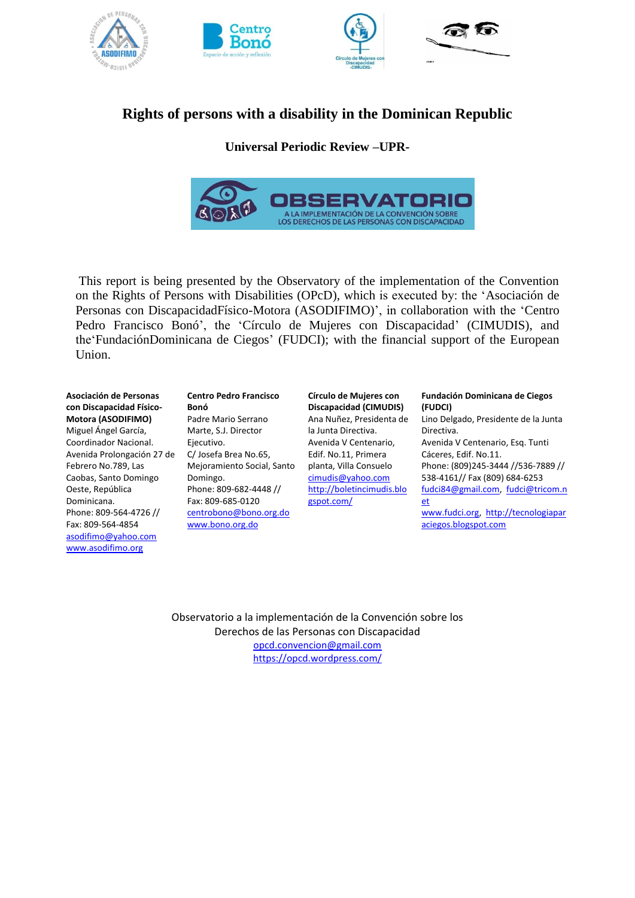# Rights of persons with a disability in the Dominican Republic

## Universal Periodic Review –UPR-

This report is being presented by the Observatory of the implementation of the Convention on the Rights of Persons with Disabilities (OPcD), which is executed by: the 'Asociación de Personas con DiscapacidadFísico-Motora (ASODIFIMO)', in collaboration with the 'Centro Pedro Francisco Bonó', the 'Círculo de Mujeres con Discapacidad' (CIMUDIS), and the'FundaciónDominicana de Ciegos' (FUDCI); with the financial support of the European Union.

**Asociación de Personas con Discapacidad Físico-Motora (ASODIFIMO)**
Miguel Ángel García, Coordinador Nacional.
Avenida Prolongación 27 de Febrero No.789, Las Caobas, Santo Domingo Oeste, República Dominicana.
Phone: 809-564-4726 // Fax: 809-564-4854
asodifimo@yahoo.com
www.asodifimo.org

**Centro Pedro Francisco Bonó**
Padre Mario Serrano Marte, S.J. Director Ejecutivo.
C/ Josefa Brea No.65, Mejoramiento Social, Santo Domingo.
Phone: 809-682-4448 // Fax: 809-685-0120
centrobono@bono.org.do
www.bono.org.do

**Círculo de Mujeres con Discapacidad (CIMUDIS)**
Ana Nuñez, Presidenta de la Junta Directiva.
Avenida V Centenario, Edif. No.11, Primera planta, Villa Consuelo
cimudis@yahoo.com
http://boletincimudis.blogspot.com/

**Fundación Dominicana de Ciegos (FUDCI)**
Lino Delgado, Presidente de la Junta Directiva.
Avenida V Centenario, Esq. Tunti Cáceres, Edif. No.11.
Phone: (809)245-3444 //536-7889 // 538-4161// Fax (809) 684-6253
fudci84@gmail.com, fudci@tricom.net
www.fudci.org, http://tecnologiaparaciegos.blogspot.com

Observatorio a la implementación de la Convención sobre los Derechos de las Personas con Discapacidad
opcd.convencion@gmail.com
https://opcd.wordpress.com/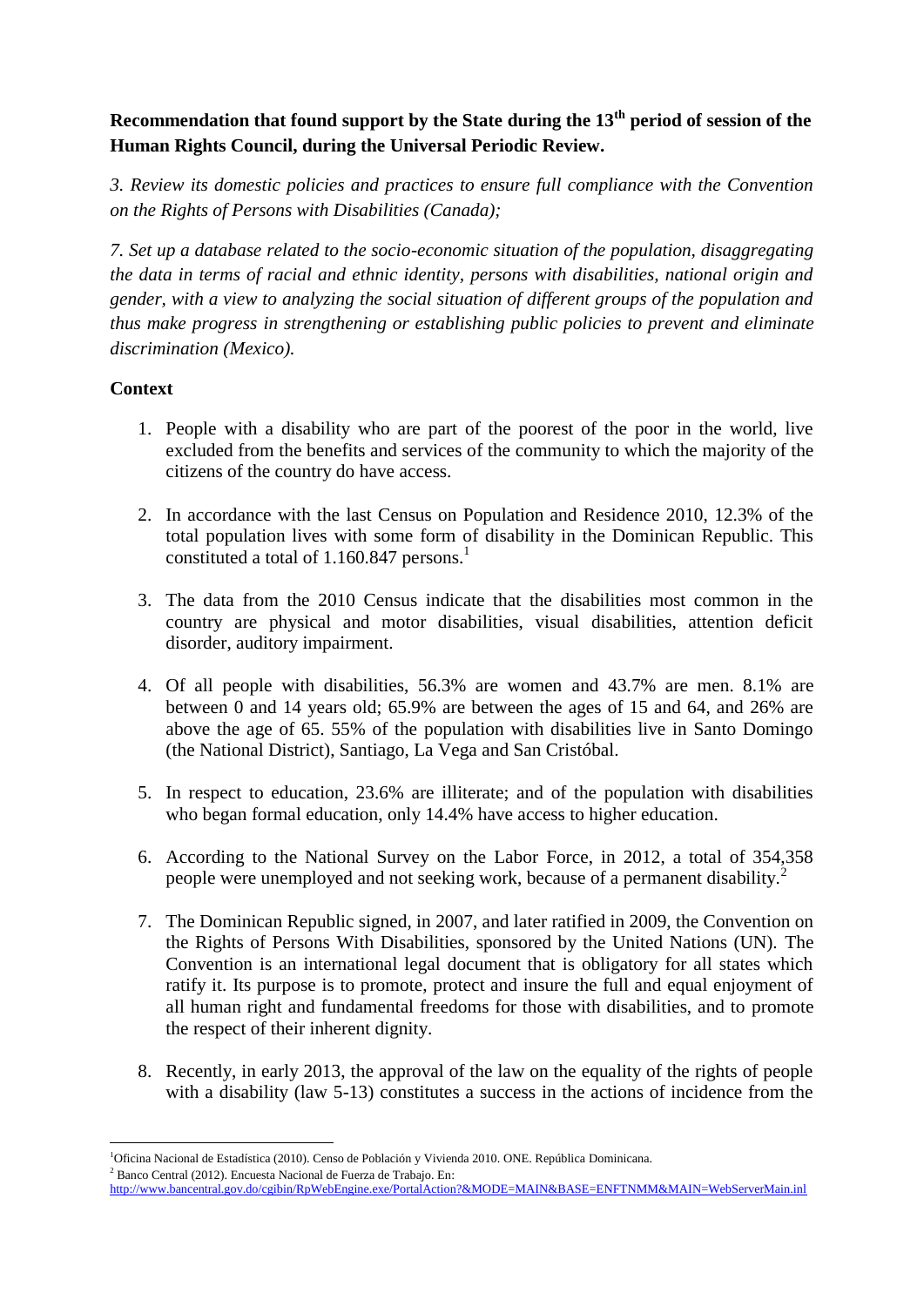**Recommendation that found support by the State during the 13th period of session of the Human Rights Council, during the Universal Periodic Review.**

*3. Review its domestic policies and practices to ensure full compliance with the Convention on the Rights of Persons with Disabilities (Canada);*

*7. Set up a database related to the socio-economic situation of the population, disaggregating the data in terms of racial and ethnic identity, persons with disabilities, national origin and gender, with a view to analyzing the social situation of different groups of the population and thus make progress in strengthening or establishing public policies to prevent and eliminate discrimination (Mexico).*

**Context**

1. People with a disability who are part of the poorest of the poor in the world, live excluded from the benefits and services of the community to which the majority of the citizens of the country do have access.

2. In accordance with the last Census on Population and Residence 2010, 12.3% of the total population lives with some form of disability in the Dominican Republic. This constituted a total of 1.160.847 persons.[1]

3. The data from the 2010 Census indicate that the disabilities most common in the country are physical and motor disabilities, visual disabilities, attention deficit disorder, auditory impairment.

4. Of all people with disabilities, 56.3% are women and 43.7% are men. 8.1% are between 0 and 14 years old; 65.9% are between the ages of 15 and 64, and 26% are above the age of 65. 55% of the population with disabilities live in Santo Domingo (the National District), Santiago, La Vega and San Cristóbal.

5. In respect to education, 23.6% are illiterate; and of the population with disabilities who began formal education, only 14.4% have access to higher education.

6. According to the National Survey on the Labor Force, in 2012, a total of 354,358 people were unemployed and not seeking work, because of a permanent disability.[2]

7. The Dominican Republic signed, in 2007, and later ratified in 2009, the Convention on the Rights of Persons With Disabilities, sponsored by the United Nations (UN). The Convention is an international legal document that is obligatory for all states which ratify it. Its purpose is to promote, protect and insure the full and equal enjoyment of all human right and fundamental freedoms for those with disabilities, and to promote the respect of their inherent dignity.

8. Recently, in early 2013, the approval of the law on the equality of the rights of people with a disability (law 5-13) constitutes a success in the actions of incidence from the

---

[1] Oficina Nacional de Estadística (2010). Censo de Población y Vivienda 2010. ONE. República Dominicana.

[2] Banco Central (2012). Encuesta Nacional de Fuerza de Trabajo. En: http://www.bancentral.gov.do/cgibin/RpWebEngine.exe/PortalAction?&MODE=MAIN&BASE=ENFTNMM&MAIN=WebServerMain.inl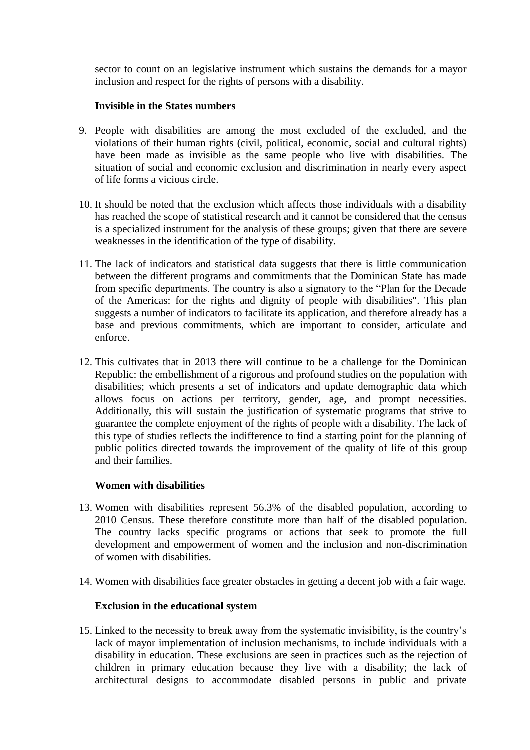sector to count on an legislative instrument which sustains the demands for a mayor inclusion and respect for the rights of persons with a disability.

**Invisible in the States numbers**

9. People with disabilities are among the most excluded of the excluded, and the violations of their human rights (civil, political, economic, social and cultural rights) have been made as invisible as the same people who live with disabilities. The situation of social and economic exclusion and discrimination in nearly every aspect of life forms a vicious circle.

10. It should be noted that the exclusion which affects those individuals with a disability has reached the scope of statistical research and it cannot be considered that the census is a specialized instrument for the analysis of these groups; given that there are severe weaknesses in the identification of the type of disability.

11. The lack of indicators and statistical data suggests that there is little communication between the different programs and commitments that the Dominican State has made from specific departments. The country is also a signatory to the "Plan for the Decade of the Americas: for the rights and dignity of people with disabilities". This plan suggests a number of indicators to facilitate its application, and therefore already has a base and previous commitments, which are important to consider, articulate and enforce.

12. This cultivates that in 2013 there will continue to be a challenge for the Dominican Republic: the embellishment of a rigorous and profound studies on the population with disabilities; which presents a set of indicators and update demographic data which allows focus on actions per territory, gender, age, and prompt necessities. Additionally, this will sustain the justification of systematic programs that strive to guarantee the complete enjoyment of the rights of people with a disability. The lack of this type of studies reflects the indifference to find a starting point for the planning of public politics directed towards the improvement of the quality of life of this group and their families.

**Women with disabilities**

13. Women with disabilities represent 56.3% of the disabled population, according to 2010 Census. These therefore constitute more than half of the disabled population. The country lacks specific programs or actions that seek to promote the full development and empowerment of women and the inclusion and non-discrimination of women with disabilities.

14. Women with disabilities face greater obstacles in getting a decent job with a fair wage.

**Exclusion in the educational system**

15. Linked to the necessity to break away from the systematic invisibility, is the country's lack of mayor implementation of inclusion mechanisms, to include individuals with a disability in education. These exclusions are seen in practices such as the rejection of children in primary education because they live with a disability; the lack of architectural designs to accommodate disabled persons in public and private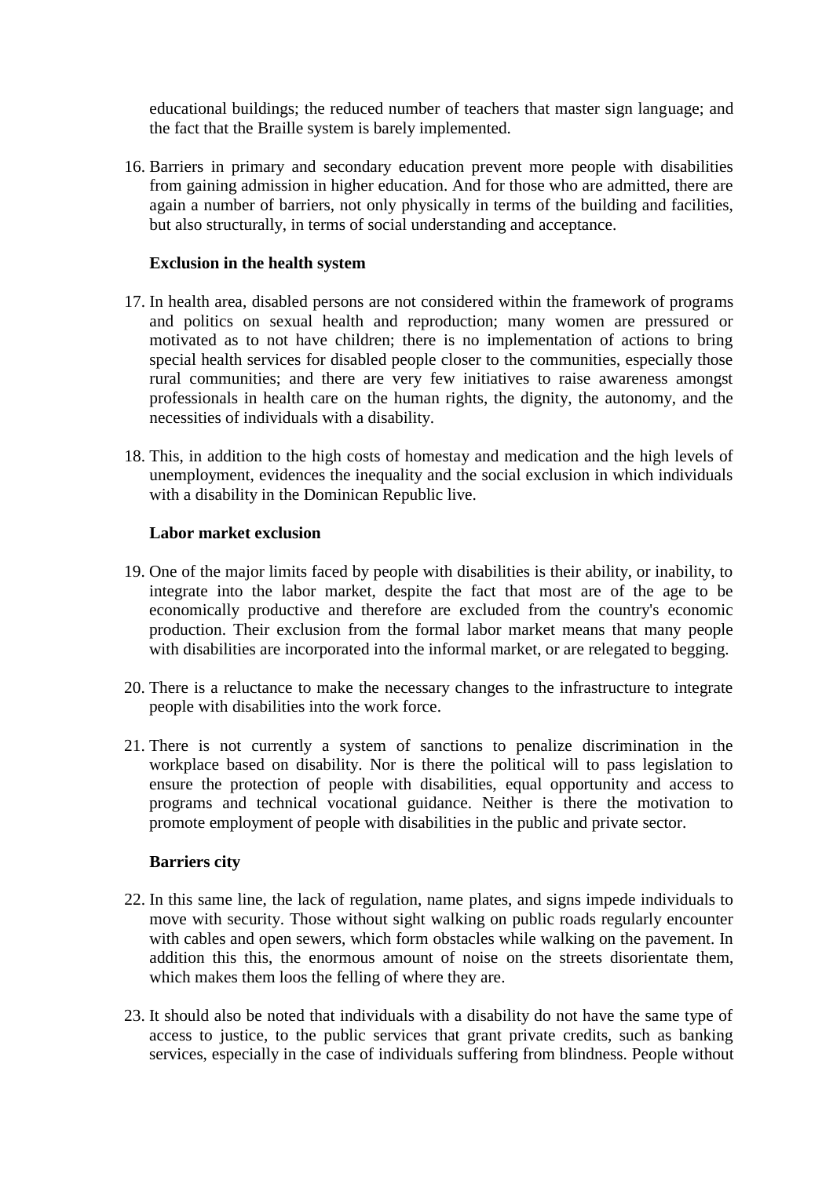educational buildings; the reduced number of teachers that master sign language; and the fact that the Braille system is barely implemented.

16. Barriers in primary and secondary education prevent more people with disabilities from gaining admission in higher education. And for those who are admitted, there are again a number of barriers, not only physically in terms of the building and facilities, but also structurally, in terms of social understanding and acceptance.

**Exclusion in the health system**

17. In health area, disabled persons are not considered within the framework of programs and politics on sexual health and reproduction; many women are pressured or motivated as to not have children; there is no implementation of actions to bring special health services for disabled people closer to the communities, especially those rural communities; and there are very few initiatives to raise awareness amongst professionals in health care on the human rights, the dignity, the autonomy, and the necessities of individuals with a disability.

18. This, in addition to the high costs of homestay and medication and the high levels of unemployment, evidences the inequality and the social exclusion in which individuals with a disability in the Dominican Republic live.

**Labor market exclusion**

19. One of the major limits faced by people with disabilities is their ability, or inability, to integrate into the labor market, despite the fact that most are of the age to be economically productive and therefore are excluded from the country's economic production. Their exclusion from the formal labor market means that many people with disabilities are incorporated into the informal market, or are relegated to begging.

20. There is a reluctance to make the necessary changes to the infrastructure to integrate people with disabilities into the work force.

21. There is not currently a system of sanctions to penalize discrimination in the workplace based on disability. Nor is there the political will to pass legislation to ensure the protection of people with disabilities, equal opportunity and access to programs and technical vocational guidance. Neither is there the motivation to promote employment of people with disabilities in the public and private sector.

**Barriers city**

22. In this same line, the lack of regulation, name plates, and signs impede individuals to move with security. Those without sight walking on public roads regularly encounter with cables and open sewers, which form obstacles while walking on the pavement. In addition this this, the enormous amount of noise on the streets disorientate them, which makes them loos the felling of where they are.

23. It should also be noted that individuals with a disability do not have the same type of access to justice, to the public services that grant private credits, such as banking services, especially in the case of individuals suffering from blindness. People without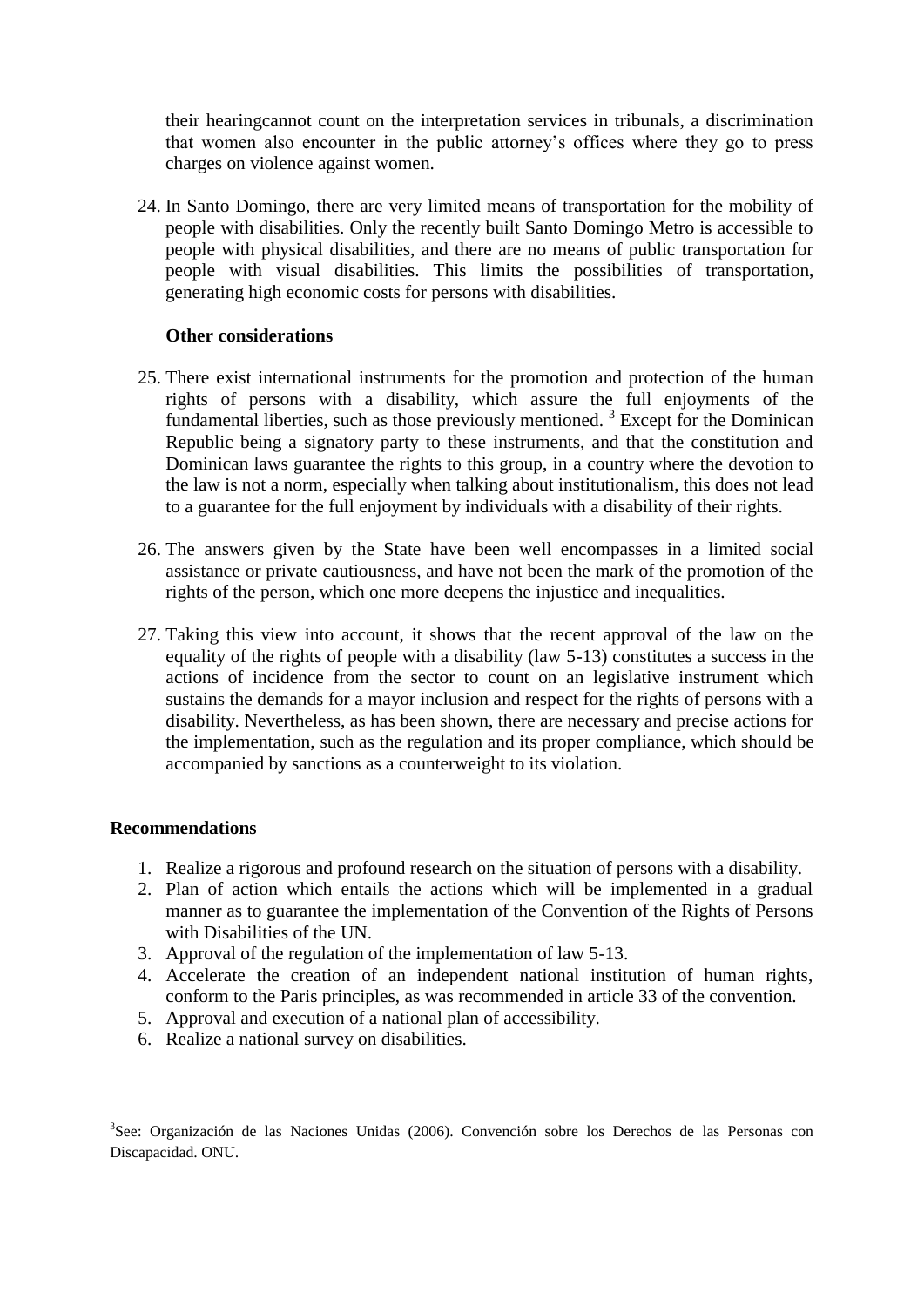their hearingcannot count on the interpretation services in tribunals, a discrimination that women also encounter in the public attorney's offices where they go to press charges on violence against women.

24. In Santo Domingo, there are very limited means of transportation for the mobility of people with disabilities. Only the recently built Santo Domingo Metro is accessible to people with physical disabilities, and there are no means of public transportation for people with visual disabilities. This limits the possibilities of transportation, generating high economic costs for persons with disabilities.

**Other considerations**

25. There exist international instruments for the promotion and protection of the human rights of persons with a disability, which assure the full enjoyments of the fundamental liberties, such as those previously mentioned. [3] Except for the Dominican Republic being a signatory party to these instruments, and that the constitution and Dominican laws guarantee the rights to this group, in a country where the devotion to the law is not a norm, especially when talking about institutionalism, this does not lead to a guarantee for the full enjoyment by individuals with a disability of their rights.

26. The answers given by the State have been well encompasses in a limited social assistance or private cautiousness, and have not been the mark of the promotion of the rights of the person, which one more deepens the injustice and inequalities.

27. Taking this view into account, it shows that the recent approval of the law on the equality of the rights of people with a disability (law 5-13) constitutes a success in the actions of incidence from the sector to count on an legislative instrument which sustains the demands for a mayor inclusion and respect for the rights of persons with a disability. Nevertheless, as has been shown, there are necessary and precise actions for the implementation, such as the regulation and its proper compliance, which should be accompanied by sanctions as a counterweight to its violation.

## Recommendations

1. Realize a rigorous and profound research on the situation of persons with a disability.
2. Plan of action which entails the actions which will be implemented in a gradual manner as to guarantee the implementation of the Convention of the Rights of Persons with Disabilities of the UN.
3. Approval of the regulation of the implementation of law 5-13.
4. Accelerate the creation of an independent national institution of human rights, conform to the Paris principles, as was recommended in article 33 of the convention.
5. Approval and execution of a national plan of accessibility.
6. Realize a national survey on disabilities.

---

[3] See: Organización de las Naciones Unidas (2006). Convención sobre los Derechos de las Personas con Discapacidad. ONU.